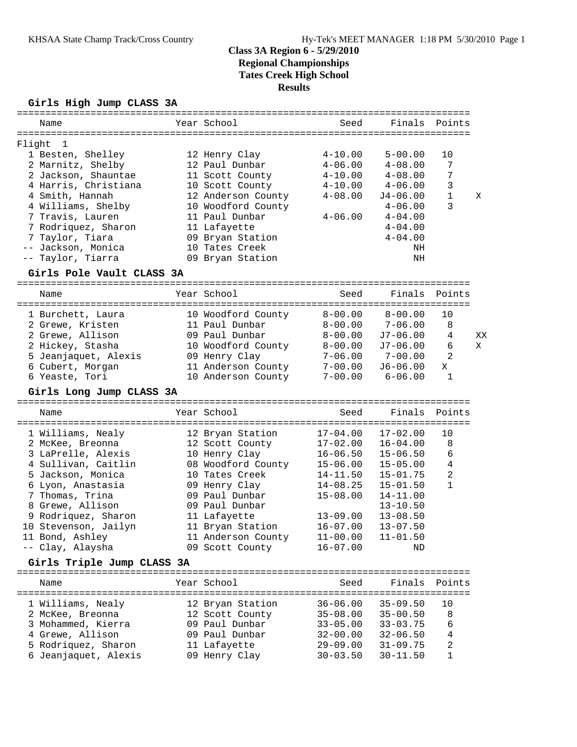KHSAA State Champ Track/Cross Country — Hy-Tek's MEET MANAGER 1:18 PM 5/30/2010

# Class 3A Region 6 - 5/29/2010
## Regional Championships
## Tates Creek High School
## Results

### Girls High Jump CLASS 3A

Flight 1

| Place | Name | Year | School | Seed | Finals | Points | |
|---|---|---|---|---|---|---|---|
| 1 | Besten, Shelley | 12 | Henry Clay | 4-10.00 | 5-00.00 | 10 | |
| 2 | Marnitz, Shelby | 12 | Paul Dunbar | 4-06.00 | 4-08.00 | 7 | |
| 2 | Jackson, Shauntae | 11 | Scott County | 4-10.00 | 4-08.00 | 7 | |
| 4 | Harris, Christiana | 10 | Scott County | 4-10.00 | 4-06.00 | 3 | |
| 4 | Smith, Hannah | 12 | Anderson County | 4-08.00 | J4-06.00 | 1 | X |
| 4 | Williams, Shelby | 10 | Woodford County | | 4-06.00 | 3 | |
| 7 | Travis, Lauren | 11 | Paul Dunbar | 4-06.00 | 4-04.00 | | |
| 7 | Rodriquez, Sharon | 11 | Lafayette | | 4-04.00 | | |
| 7 | Taylor, Tiara | 09 | Bryan Station | | 4-04.00 | | |
| -- | Jackson, Monica | 10 | Tates Creek | | NH | | |
| -- | Taylor, Tiarra | 09 | Bryan Station | | NH | | |

### Girls Pole Vault CLASS 3A

| Place | Name | Year | School | Seed | Finals | Points | |
|---|---|---|---|---|---|---|---|
| 1 | Burchett, Laura | 10 | Woodford County | 8-00.00 | 8-00.00 | 10 | |
| 2 | Grewe, Kristen | 11 | Paul Dunbar | 8-00.00 | 7-06.00 | 8 | |
| 2 | Grewe, Allison | 09 | Paul Dunbar | 8-00.00 | J7-06.00 | 4 | XX |
| 2 | Hickey, Stasha | 10 | Woodford County | 8-00.00 | J7-06.00 | 6 | X |
| 5 | Jeanjaquet, Alexis | 09 | Henry Clay | 7-06.00 | 7-00.00 | 2 | |
| 6 | Cubert, Morgan | 11 | Anderson County | 7-00.00 | J6-06.00 | X | |
| 6 | Yeaste, Tori | 10 | Anderson County | 7-00.00 | 6-06.00 | 1 | |

### Girls Long Jump CLASS 3A

| Place | Name | Year | School | Seed | Finals | Points |
|---|---|---|---|---|---|---|
| 1 | Williams, Nealy | 12 | Bryan Station | 17-04.00 | 17-02.00 | 10 |
| 2 | McKee, Breonna | 12 | Scott County | 17-02.00 | 16-04.00 | 8 |
| 3 | LaPrelle, Alexis | 10 | Henry Clay | 16-06.50 | 15-06.50 | 6 |
| 4 | Sullivan, Caitlin | 08 | Woodford County | 15-06.00 | 15-05.00 | 4 |
| 5 | Jackson, Monica | 10 | Tates Creek | 14-11.50 | 15-01.75 | 2 |
| 6 | Lyon, Anastasia | 09 | Henry Clay | 14-08.25 | 15-01.50 | 1 |
| 7 | Thomas, Trina | 09 | Paul Dunbar | 15-08.00 | 14-11.00 | |
| 8 | Grewe, Allison | 09 | Paul Dunbar | | 13-10.50 | |
| 9 | Rodriquez, Sharon | 11 | Lafayette | 13-09.00 | 13-08.50 | |
| 10 | Stevenson, Jailyn | 11 | Bryan Station | 16-07.00 | 13-07.50 | |
| 11 | Bond, Ashley | 11 | Anderson County | 11-00.00 | 11-01.50 | |
| -- | Clay, Alaysha | 09 | Scott County | 16-07.00 | ND | |

### Girls Triple Jump CLASS 3A

| Place | Name | Year | School | Seed | Finals | Points |
|---|---|---|---|---|---|---|
| 1 | Williams, Nealy | 12 | Bryan Station | 36-06.00 | 35-09.50 | 10 |
| 2 | McKee, Breonna | 12 | Scott County | 35-08.00 | 35-00.50 | 8 |
| 3 | Mohammed, Kierra | 09 | Paul Dunbar | 33-05.00 | 33-03.75 | 6 |
| 4 | Grewe, Allison | 09 | Paul Dunbar | 32-00.00 | 32-06.50 | 4 |
| 5 | Rodriquez, Sharon | 11 | Lafayette | 29-09.00 | 31-09.75 | 2 |
| 6 | Jeanjaquet, Alexis | 09 | Henry Clay | 30-03.50 | 30-11.50 | 1 |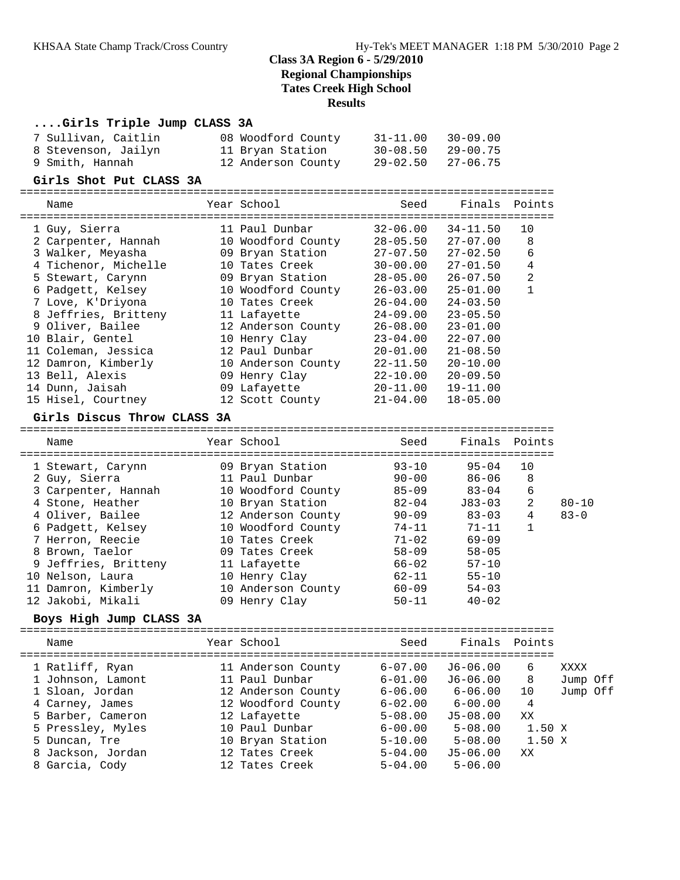## Class 3A Region 6 - 5/29/2010
## Regional Championships
## Tates Creek High School
## Results

### ....Girls Triple Jump CLASS 3A

| Place | Name | Year | School | Seed | Finals | Points |
|---|---|---|---|---|---|---|
| 7 | Sullivan, Caitlin | 08 | Woodford County | 31-11.00 | 30-09.00 | |
| 8 | Stevenson, Jailyn | 11 | Bryan Station | 30-08.50 | 29-00.75 | |
| 9 | Smith, Hannah | 12 | Anderson County | 29-02.50 | 27-06.75 | |

### Girls Shot Put CLASS 3A

| Place | Name | Year | School | Seed | Finals | Points |
|---|---|---|---|---|---|---|
| 1 | Guy, Sierra | 11 | Paul Dunbar | 32-06.00 | 34-11.50 | 10 |
| 2 | Carpenter, Hannah | 10 | Woodford County | 28-05.50 | 27-07.00 | 8 |
| 3 | Walker, Meyasha | 09 | Bryan Station | 27-07.50 | 27-02.50 | 6 |
| 4 | Tichenor, Michelle | 10 | Tates Creek | 30-00.00 | 27-01.50 | 4 |
| 5 | Stewart, Carynn | 09 | Bryan Station | 28-05.00 | 26-07.50 | 2 |
| 6 | Padgett, Kelsey | 10 | Woodford County | 26-03.00 | 25-01.00 | 1 |
| 7 | Love, K'Driyona | 10 | Tates Creek | 26-04.00 | 24-03.50 | |
| 8 | Jeffries, Britteny | 11 | Lafayette | 24-09.00 | 23-05.50 | |
| 9 | Oliver, Bailee | 12 | Anderson County | 26-08.00 | 23-01.00 | |
| 10 | Blair, Gentel | 10 | Henry Clay | 23-04.00 | 22-07.00 | |
| 11 | Coleman, Jessica | 12 | Paul Dunbar | 20-01.00 | 21-08.50 | |
| 12 | Damron, Kimberly | 10 | Anderson County | 22-11.50 | 20-10.00 | |
| 13 | Bell, Alexis | 09 | Henry Clay | 22-10.00 | 20-09.50 | |
| 14 | Dunn, Jaisah | 09 | Lafayette | 20-11.00 | 19-11.00 | |
| 15 | Hisel, Courtney | 12 | Scott County | 21-04.00 | 18-05.00 | |

### Girls Discus Throw CLASS 3A

| Place | Name | Year | School | Seed | Finals | Points | |
|---|---|---|---|---|---|---|---|
| 1 | Stewart, Carynn | 09 | Bryan Station | 93-10 | 95-04 | 10 | |
| 2 | Guy, Sierra | 11 | Paul Dunbar | 90-00 | 86-06 | 8 | |
| 3 | Carpenter, Hannah | 10 | Woodford County | 85-09 | 83-04 | 6 | |
| 4 | Stone, Heather | 10 | Bryan Station | 82-04 | J83-03 | 2 | 80-10 |
| 4 | Oliver, Bailee | 12 | Anderson County | 90-09 | 83-03 | 4 | 83-0 |
| 6 | Padgett, Kelsey | 10 | Woodford County | 74-11 | 71-11 | 1 | |
| 7 | Herron, Reecie | 10 | Tates Creek | 71-02 | 69-09 | | |
| 8 | Brown, Taelor | 09 | Tates Creek | 58-09 | 58-05 | | |
| 9 | Jeffries, Britteny | 11 | Lafayette | 66-02 | 57-10 | | |
| 10 | Nelson, Laura | 10 | Henry Clay | 62-11 | 55-10 | | |
| 11 | Damron, Kimberly | 10 | Anderson County | 60-09 | 54-03 | | |
| 12 | Jakobi, Mikali | 09 | Henry Clay | 50-11 | 40-02 | | |

### Boys High Jump CLASS 3A

| Place | Name | Year | School | Seed | Finals | Points | |
|---|---|---|---|---|---|---|---|
| 1 | Ratliff, Ryan | 11 | Anderson County | 6-07.00 | J6-06.00 | 6 | XXXX |
| 1 | Johnson, Lamont | 11 | Paul Dunbar | 6-01.00 | J6-06.00 | 8 | Jump Off |
| 1 | Sloan, Jordan | 12 | Anderson County | 6-06.00 | 6-06.00 | 10 | Jump Off |
| 4 | Carney, James | 12 | Woodford County | 6-02.00 | 6-00.00 | 4 | |
| 5 | Barber, Cameron | 12 | Lafayette | 5-08.00 | J5-08.00 | XX | |
| 5 | Pressley, Myles | 10 | Paul Dunbar | 6-00.00 | 5-08.00 | 1.50 | X |
| 5 | Duncan, Tre | 10 | Bryan Station | 5-10.00 | 5-08.00 | 1.50 | X |
| 8 | Jackson, Jordan | 12 | Tates Creek | 5-04.00 | J5-06.00 | XX | |
| 8 | Garcia, Cody | 12 | Tates Creek | 5-04.00 | 5-06.00 | | |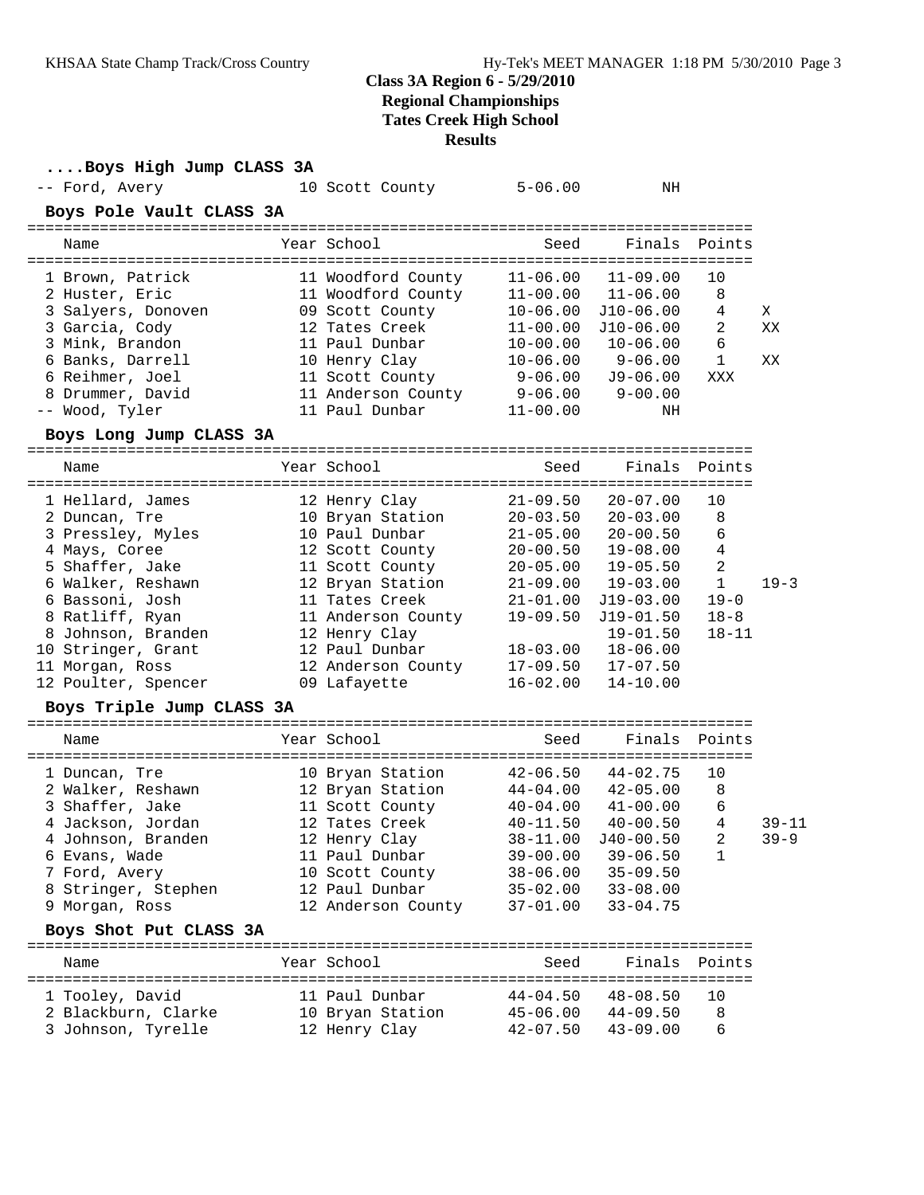## Class 3A Region 6 - 5/29/2010
## Regional Championships
## Tates Creek High School
## Results

### ....Boys High Jump CLASS 3A

| Place | Name | Year | School | Seed | Finals | Points | |
|---|---|---|---|---|---|---|---|
| -- | Ford, Avery | 10 | Scott County | 5-06.00 | NH | | |

### Boys Pole Vault CLASS 3A

| Place | Name | Year | School | Seed | Finals | Points | |
|---|---|---|---|---|---|---|---|
| 1 | Brown, Patrick | 11 | Woodford County | 11-06.00 | 11-09.00 | 10 | |
| 2 | Huster, Eric | 11 | Woodford County | 11-00.00 | 11-06.00 | 8 | |
| 3 | Salyers, Donoven | 09 | Scott County | 10-06.00 | J10-06.00 | 4 | X |
| 3 | Garcia, Cody | 12 | Tates Creek | 11-00.00 | J10-06.00 | 2 | XX |
| 3 | Mink, Brandon | 11 | Paul Dunbar | 10-00.00 | 10-06.00 | 6 | |
| 6 | Banks, Darrell | 10 | Henry Clay | 10-06.00 | 9-06.00 | 1 | XX |
| 6 | Reihmer, Joel | 11 | Scott County | 9-06.00 | J9-06.00 | XXX | |
| 8 | Drummer, David | 11 | Anderson County | 9-06.00 | 9-00.00 | | |
| -- | Wood, Tyler | 11 | Paul Dunbar | 11-00.00 | NH | | |

### Boys Long Jump CLASS 3A

| Place | Name | Year | School | Seed | Finals | Points | |
|---|---|---|---|---|---|---|---|
| 1 | Hellard, James | 12 | Henry Clay | 21-09.50 | 20-07.00 | 10 | |
| 2 | Duncan, Tre | 10 | Bryan Station | 20-03.50 | 20-03.00 | 8 | |
| 3 | Pressley, Myles | 10 | Paul Dunbar | 21-05.00 | 20-00.50 | 6 | |
| 4 | Mays, Coree | 12 | Scott County | 20-00.50 | 19-08.00 | 4 | |
| 5 | Shaffer, Jake | 11 | Scott County | 20-05.00 | 19-05.50 | 2 | |
| 6 | Walker, Reshawn | 12 | Bryan Station | 21-09.00 | 19-03.00 | 1 | 19-3 |
| 6 | Bassoni, Josh | 11 | Tates Creek | 21-01.00 | J19-03.00 | 19-0 | |
| 8 | Ratliff, Ryan | 11 | Anderson County | 19-09.50 | J19-01.50 | 18-8 | |
| 8 | Johnson, Branden | 12 | Henry Clay | | 19-01.50 | 18-11 | |
| 10 | Stringer, Grant | 12 | Paul Dunbar | 18-03.00 | 18-06.00 | | |
| 11 | Morgan, Ross | 12 | Anderson County | 17-09.50 | 17-07.50 | | |
| 12 | Poulter, Spencer | 09 | Lafayette | 16-02.00 | 14-10.00 | | |

### Boys Triple Jump CLASS 3A

| Place | Name | Year | School | Seed | Finals | Points | |
|---|---|---|---|---|---|---|---|
| 1 | Duncan, Tre | 10 | Bryan Station | 42-06.50 | 44-02.75 | 10 | |
| 2 | Walker, Reshawn | 12 | Bryan Station | 44-04.00 | 42-05.00 | 8 | |
| 3 | Shaffer, Jake | 11 | Scott County | 40-04.00 | 41-00.00 | 6 | |
| 4 | Jackson, Jordan | 12 | Tates Creek | 40-11.50 | 40-00.50 | 4 | 39-11 |
| 4 | Johnson, Branden | 12 | Henry Clay | 38-11.00 | J40-00.50 | 2 | 39-9 |
| 6 | Evans, Wade | 11 | Paul Dunbar | 39-00.00 | 39-06.50 | 1 | |
| 7 | Ford, Avery | 10 | Scott County | 38-06.00 | 35-09.50 | | |
| 8 | Stringer, Stephen | 12 | Paul Dunbar | 35-02.00 | 33-08.00 | | |
| 9 | Morgan, Ross | 12 | Anderson County | 37-01.00 | 33-04.75 | | |

### Boys Shot Put CLASS 3A

| Place | Name | Year | School | Seed | Finals | Points |
|---|---|---|---|---|---|---|
| 1 | Tooley, David | 11 | Paul Dunbar | 44-04.50 | 48-08.50 | 10 |
| 2 | Blackburn, Clarke | 10 | Bryan Station | 45-06.00 | 44-09.50 | 8 |
| 3 | Johnson, Tyrelle | 12 | Henry Clay | 42-07.50 | 43-09.00 | 6 |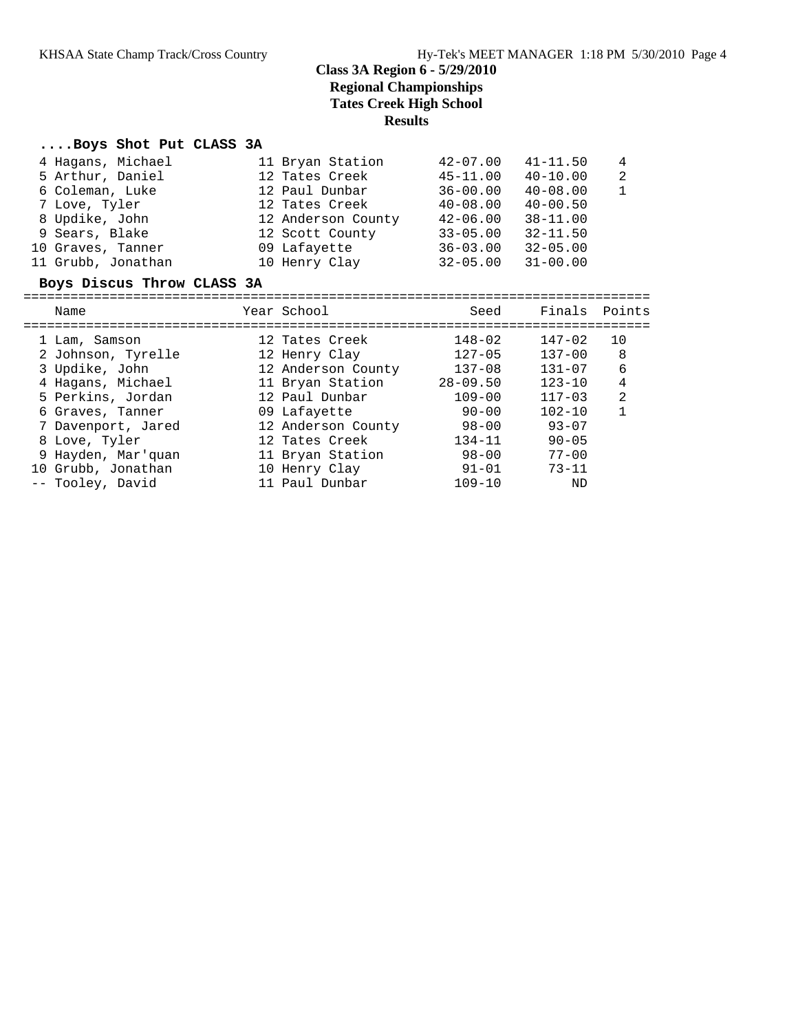**Class 3A Region 6 - 5/29/2010**
**Regional Championships**
**Tates Creek High School**
**Results**

### ....Boys Shot Put CLASS 3A

| | | | | | |
|---|---|---|---|---|---|
| 4 | Hagans, Michael | 11 Bryan Station | 42-07.00 | 41-11.50 | 4 |
| 5 | Arthur, Daniel | 12 Tates Creek | 45-11.00 | 40-10.00 | 2 |
| 6 | Coleman, Luke | 12 Paul Dunbar | 36-00.00 | 40-08.00 | 1 |
| 7 | Love, Tyler | 12 Tates Creek | 40-08.00 | 40-00.50 | |
| 8 | Updike, John | 12 Anderson County | 42-06.00 | 38-11.00 | |
| 9 | Sears, Blake | 12 Scott County | 33-05.00 | 32-11.50 | |
| 10 | Graves, Tanner | 09 Lafayette | 36-03.00 | 32-05.00 | |
| 11 | Grubb, Jonathan | 10 Henry Clay | 32-05.00 | 31-00.00 | |

### Boys Discus Throw CLASS 3A

| | Name | Year School | Seed | Finals | Points |
|---|---|---|---|---|---|
| 1 | Lam, Samson | 12 Tates Creek | 148-02 | 147-02 | 10 |
| 2 | Johnson, Tyrelle | 12 Henry Clay | 127-05 | 137-00 | 8 |
| 3 | Updike, John | 12 Anderson County | 137-08 | 131-07 | 6 |
| 4 | Hagans, Michael | 11 Bryan Station | 28-09.50 | 123-10 | 4 |
| 5 | Perkins, Jordan | 12 Paul Dunbar | 109-00 | 117-03 | 2 |
| 6 | Graves, Tanner | 09 Lafayette | 90-00 | 102-10 | 1 |
| 7 | Davenport, Jared | 12 Anderson County | 98-00 | 93-07 | |
| 8 | Love, Tyler | 12 Tates Creek | 134-11 | 90-05 | |
| 9 | Hayden, Mar'quan | 11 Bryan Station | 98-00 | 77-00 | |
| 10 | Grubb, Jonathan | 10 Henry Clay | 91-01 | 73-11 | |
| -- | Tooley, David | 11 Paul Dunbar | 109-10 | ND | |